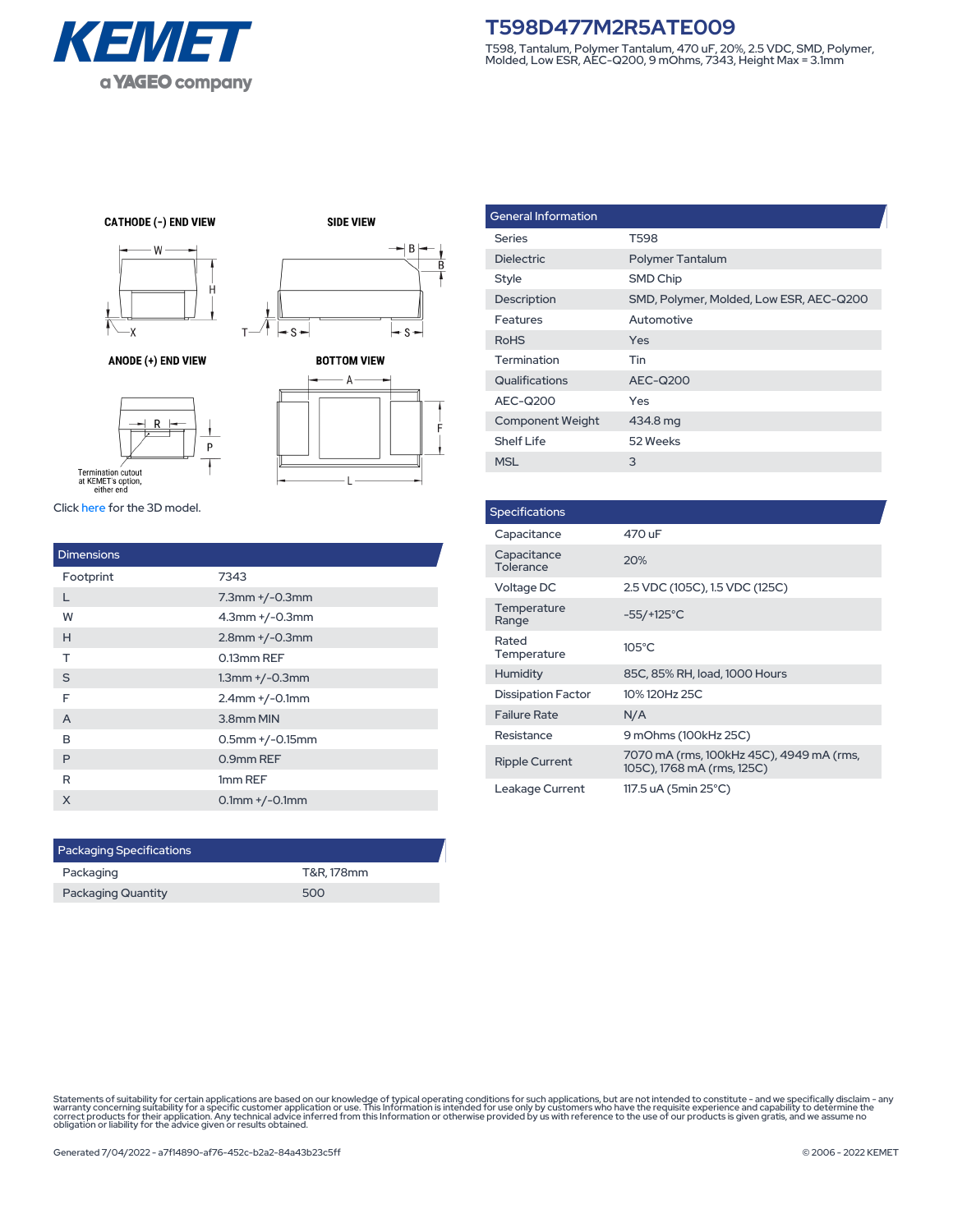# T598D477M2R5ATE009

T598, Tantalum, Polymer Tantalum, 470 uF, 20%, 2.5 VDC, SMD, Polymer, Molded, Low ESR, AEC-Q200, 9 mOhms, 7343, Height Max = 3.1mm

CATHODE (-) END VIEW

SIDE VIEW

ANODE (+) END VIEW

BOTTOM VIEW

Termination cutout at KEMET's option, either end

Click here for the 3D model.

| Dimensions | |
|---|---|
| Footprint | 7343 |
| L | 7.3mm +/-0.3mm |
| W | 4.3mm +/-0.3mm |
| H | 2.8mm +/-0.3mm |
| T | 0.13mm REF |
| S | 1.3mm +/-0.3mm |
| F | 2.4mm +/-0.1mm |
| A | 3.8mm MIN |
| B | 0.5mm +/-0.15mm |
| P | 0.9mm REF |
| R | 1mm REF |
| X | 0.1mm +/-0.1mm |

| Packaging Specifications | |
|---|---|
| Packaging | T&R, 178mm |
| Packaging Quantity | 500 |

| General Information | |
|---|---|
| Series | T598 |
| Dielectric | Polymer Tantalum |
| Style | SMD Chip |
| Description | SMD, Polymer, Molded, Low ESR, AEC-Q200 |
| Features | Automotive |
| RoHS | Yes |
| Termination | Tin |
| Qualifications | AEC-Q200 |
| AEC-Q200 | Yes |
| Component Weight | 434.8 mg |
| Shelf Life | 52 Weeks |
| MSL | 3 |

| Specifications | |
|---|---|
| Capacitance | 470 uF |
| Capacitance Tolerance | 20% |
| Voltage DC | 2.5 VDC (105C), 1.5 VDC (125C) |
| Temperature Range | -55/+125°C |
| Rated Temperature | 105°C |
| Humidity | 85C, 85% RH, load, 1000 Hours |
| Dissipation Factor | 10% 120Hz 25C |
| Failure Rate | N/A |
| Resistance | 9 mOhms (100kHz 25C) |
| Ripple Current | 7070 mA (rms, 100kHz 45C), 4949 mA (rms, 105C), 1768 mA (rms, 125C) |
| Leakage Current | 117.5 uA (5min 25°C) |

Statements of suitability for certain applications are based on our knowledge of typical operating conditions for such applications, but are not intended to constitute - and we specifically disclaim - any warranty concerning suitability for a specific customer application or use. This Information is intended for use only by customers who have the requisite experience and capability to determine the correct products for their application. Any technical advice inferred from this Information or otherwise provided by us with reference to the use of our products is given gratis, and we assume no obligation or liability for the advice given or results obtained.

Generated 7/04/2022 - a7f14890-af76-452c-b2a2-84a43b23c5ff

© 2006 - 2022 KEMET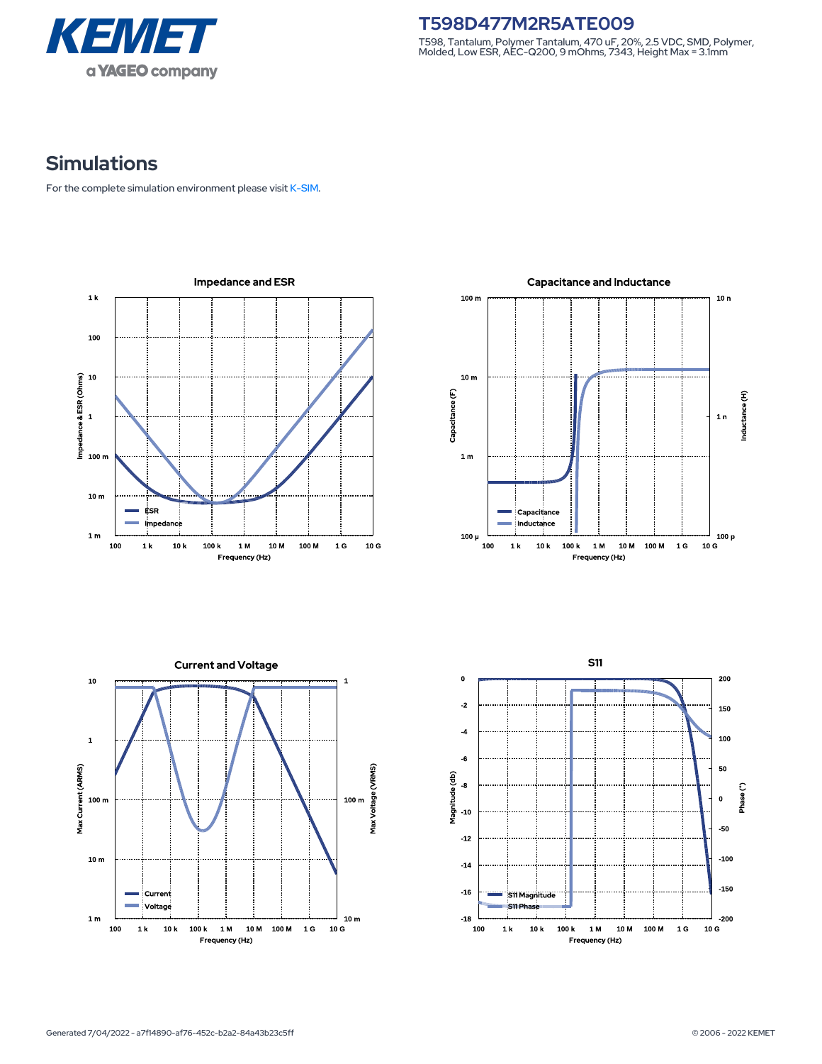# T598D477M2R5ATE009

T598, Tantalum, Polymer Tantalum, 470 uF, 20%, 2.5 VDC, SMD, Polymer, Molded, Low ESR, AEC-Q200, 9 mOhms, 7343, Height Max = 3.1mm

## Simulations

For the complete simulation environment please visit K-SIM.

### Impedance and ESR

### Capacitance and Inductance

### Current and Voltage

### S11

Generated 7/04/2022 - a7f14890-af76-452c-b2a2-84a43b23c5ff

© 2006 - 2022 KEMET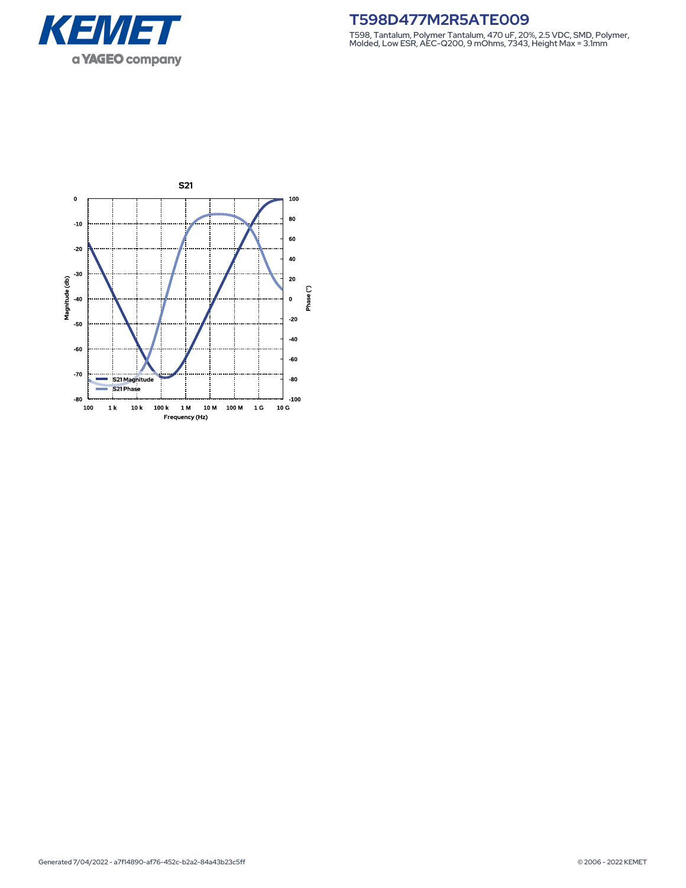# T598D477M2R5ATE009

T598, Tantalum, Polymer Tantalum, 470 uF, 20%, 2.5 VDC, SMD, Polymer, Molded, Low ESR, AEC-Q200, 9 mOhms, 7343, Height Max = 3.1mm

S21

Magnitude (db): 0, -10, -20, -30, -40, -50, -60, -70, -80

Phase (°): 100, 80, 60, 40, 20, 0, -20, -40, -60, -80, -100

Frequency (Hz): 100, 1 k, 10 k, 100 k, 1 M, 10 M, 100 M, 1 G, 10 G

S21 Magnitude

S21 Phase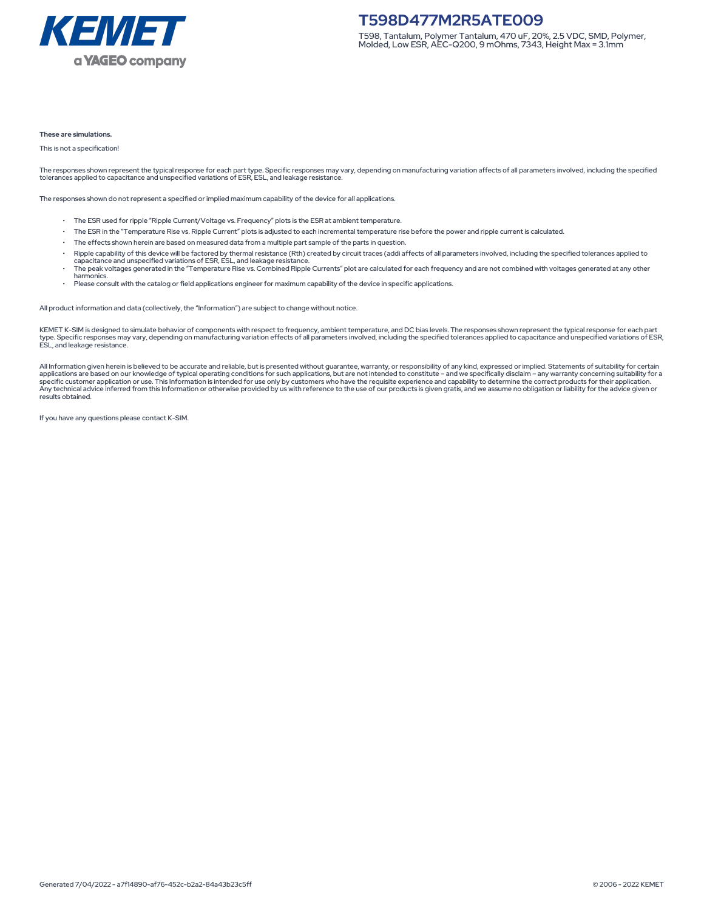# T598D477M2R5ATE009

T598, Tantalum, Polymer Tantalum, 470 uF, 20%, 2.5 VDC, SMD, Polymer, Molded, Low ESR, AEC-Q200, 9 mOhms, 7343, Height Max = 3.1mm

**These are simulations.**

This is not a specification!

The responses shown represent the typical response for each part type. Specific responses may vary, depending on manufacturing variation affects of all parameters involved, including the specified tolerances applied to capacitance and unspecified variations of ESR, ESL, and leakage resistance.

The responses shown do not represent a specified or implied maximum capability of the device for all applications.

- The ESR used for ripple "Ripple Current/Voltage vs. Frequency" plots is the ESR at ambient temperature.
- The ESR in the "Temperature Rise vs. Ripple Current" plots is adjusted to each incremental temperature rise before the power and ripple current is calculated.
- The effects shown herein are based on measured data from a multiple part sample of the parts in question.
- Ripple capability of this device will be factored by thermal resistance (Rth) created by circuit traces (addi affects of all parameters involved, including the specified tolerances applied to capacitance and unspecified variations of ESR, ESL, and leakage resistance.
- The peak voltages generated in the "Temperature Rise vs. Combined Ripple Currents" plot are calculated for each frequency and are not combined with voltages generated at any other harmonics.
- Please consult with the catalog or field applications engineer for maximum capability of the device in specific applications.

All product information and data (collectively, the "Information") are subject to change without notice.

KEMET K-SIM is designed to simulate behavior of components with respect to frequency, ambient temperature, and DC bias levels. The responses shown represent the typical response for each part type. Specific responses may vary, depending on manufacturing variation effects of all parameters involved, including the specified tolerances applied to capacitance and unspecified variations of ESR, ESL, and leakage resistance.

All Information given herein is believed to be accurate and reliable, but is presented without guarantee, warranty, or responsibility of any kind, expressed or implied. Statements of suitability for certain applications are based on our knowledge of typical operating conditions for such applications, but are not intended to constitute – and we specifically disclaim – any warranty concerning suitability for a specific customer application or use. This Information is intended for use only by customers who have the requisite experience and capability to determine the correct products for their application. Any technical advice inferred from this Information or otherwise provided by us with reference to the use of our products is given gratis, and we assume no obligation or liability for the advice given or results obtained.

If you have any questions please contact K-SIM.

Generated 7/04/2022 - a7f14890-af76-452c-b2a2-84a43b23c5ff

© 2006 - 2022 KEMET